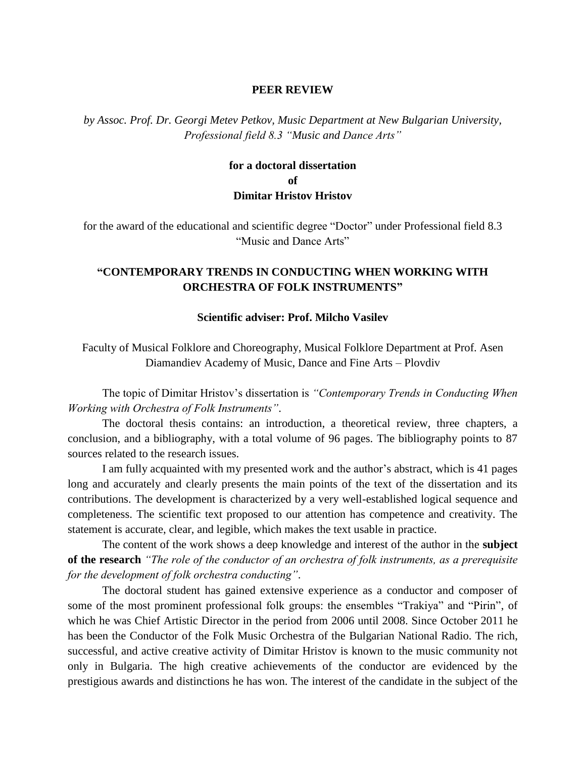# PEER REVIEW

*by Assoc. Prof. Dr. Georgi Metev Petkov, Music Department at New Bulgarian University, Professional field 8.3 "Music and Dance Arts"*

**for a doctoral dissertation**
**of**
**Dimitar Hristov Hristov**

for the award of the educational and scientific degree "Doctor" under Professional field 8.3 "Music and Dance Arts"

## "CONTEMPORARY TRENDS IN CONDUCTING WHEN WORKING WITH ORCHESTRA OF FOLK INSTRUMENTS"

**Scientific adviser: Prof. Milcho Vasilev**

Faculty of Musical Folklore and Choreography, Musical Folklore Department at Prof. Asen Diamandiev Academy of Music, Dance and Fine Arts – Plovdiv

The topic of Dimitar Hristov's dissertation is *"Contemporary Trends in Conducting When Working with Orchestra of Folk Instruments"*.

The doctoral thesis contains: an introduction, a theoretical review, three chapters, a conclusion, and a bibliography, with a total volume of 96 pages. The bibliography points to 87 sources related to the research issues.

I am fully acquainted with my presented work and the author's abstract, which is 41 pages long and accurately and clearly presents the main points of the text of the dissertation and its contributions. The development is characterized by a very well-established logical sequence and completeness. The scientific text proposed to our attention has competence and creativity. The statement is accurate, clear, and legible, which makes the text usable in practice.

The content of the work shows a deep knowledge and interest of the author in the **subject of the research** *"The role of the conductor of an orchestra of folk instruments, as a prerequisite for the development of folk orchestra conducting"*.

The doctoral student has gained extensive experience as a conductor and composer of some of the most prominent professional folk groups: the ensembles "Trakiya" and "Pirin", of which he was Chief Artistic Director in the period from 2006 until 2008. Since October 2011 he has been the Conductor of the Folk Music Orchestra of the Bulgarian National Radio. The rich, successful, and active creative activity of Dimitar Hristov is known to the music community not only in Bulgaria. The high creative achievements of the conductor are evidenced by the prestigious awards and distinctions he has won. The interest of the candidate in the subject of the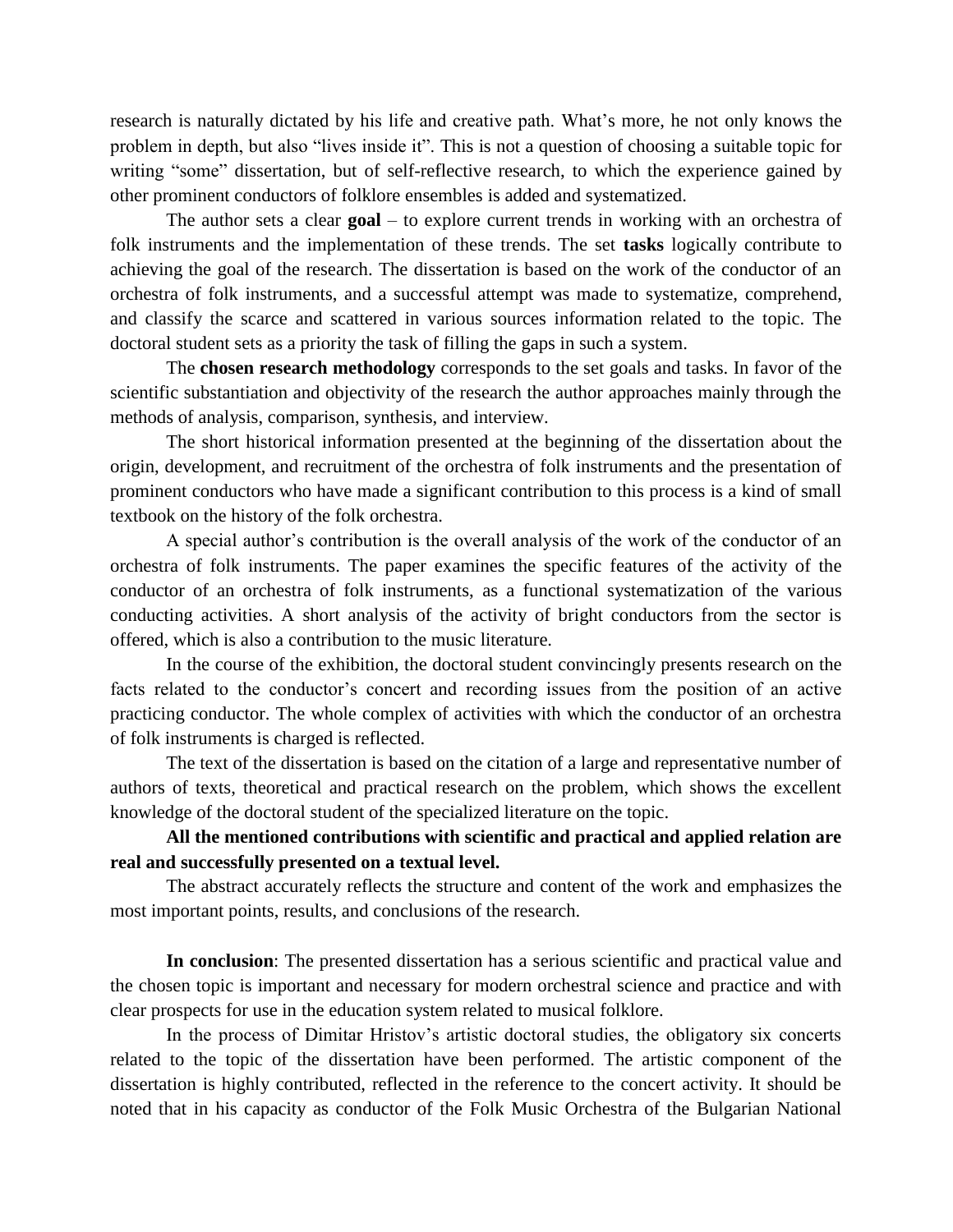research is naturally dictated by his life and creative path. What's more, he not only knows the problem in depth, but also "lives inside it". This is not a question of choosing a suitable topic for writing "some" dissertation, but of self-reflective research, to which the experience gained by other prominent conductors of folklore ensembles is added and systematized.

The author sets a clear **goal** – to explore current trends in working with an orchestra of folk instruments and the implementation of these trends. The set **tasks** logically contribute to achieving the goal of the research. The dissertation is based on the work of the conductor of an orchestra of folk instruments, and a successful attempt was made to systematize, comprehend, and classify the scarce and scattered in various sources information related to the topic. The doctoral student sets as a priority the task of filling the gaps in such a system.

The **chosen research methodology** corresponds to the set goals and tasks. In favor of the scientific substantiation and objectivity of the research the author approaches mainly through the methods of analysis, comparison, synthesis, and interview.

The short historical information presented at the beginning of the dissertation about the origin, development, and recruitment of the orchestra of folk instruments and the presentation of prominent conductors who have made a significant contribution to this process is a kind of small textbook on the history of the folk orchestra.

A special author's contribution is the overall analysis of the work of the conductor of an orchestra of folk instruments. The paper examines the specific features of the activity of the conductor of an orchestra of folk instruments, as a functional systematization of the various conducting activities. A short analysis of the activity of bright conductors from the sector is offered, which is also a contribution to the music literature.

In the course of the exhibition, the doctoral student convincingly presents research on the facts related to the conductor's concert and recording issues from the position of an active practicing conductor. The whole complex of activities with which the conductor of an orchestra of folk instruments is charged is reflected.

The text of the dissertation is based on the citation of a large and representative number of authors of texts, theoretical and practical research on the problem, which shows the excellent knowledge of the doctoral student of the specialized literature on the topic.

**All the mentioned contributions with scientific and practical and applied relation are real and successfully presented on a textual level.**

The abstract accurately reflects the structure and content of the work and emphasizes the most important points, results, and conclusions of the research.

**In conclusion**: The presented dissertation has a serious scientific and practical value and the chosen topic is important and necessary for modern orchestral science and practice and with clear prospects for use in the education system related to musical folklore.

In the process of Dimitar Hristov's artistic doctoral studies, the obligatory six concerts related to the topic of the dissertation have been performed. The artistic component of the dissertation is highly contributed, reflected in the reference to the concert activity. It should be noted that in his capacity as conductor of the Folk Music Orchestra of the Bulgarian National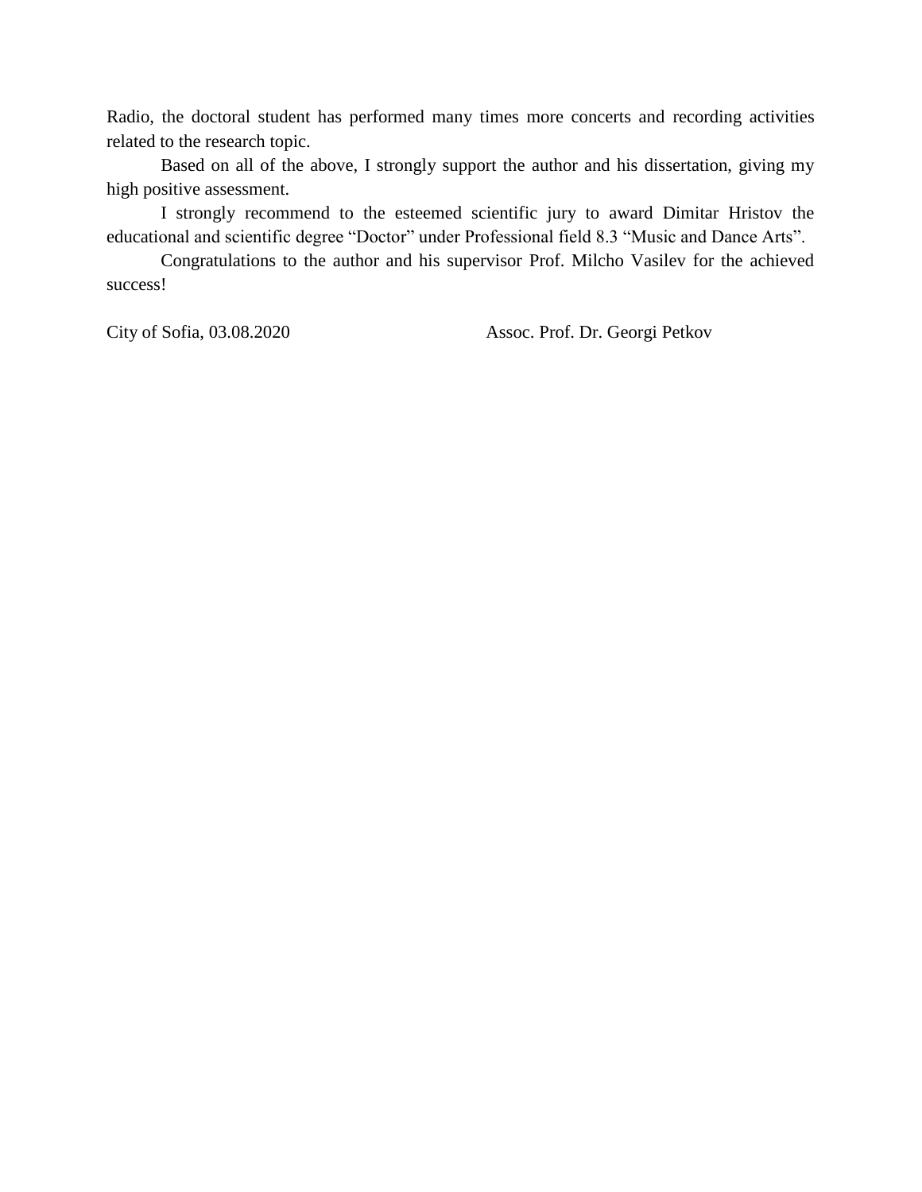Radio, the doctoral student has performed many times more concerts and recording activities related to the research topic.

Based on all of the above, I strongly support the author and his dissertation, giving my high positive assessment.

I strongly recommend to the esteemed scientific jury to award Dimitar Hristov the educational and scientific degree "Doctor" under Professional field 8.3 "Music and Dance Arts".

Congratulations to the author and his supervisor Prof. Milcho Vasilev for the achieved success!

City of Sofia, 03.08.2020 Assoc. Prof. Dr. Georgi Petkov